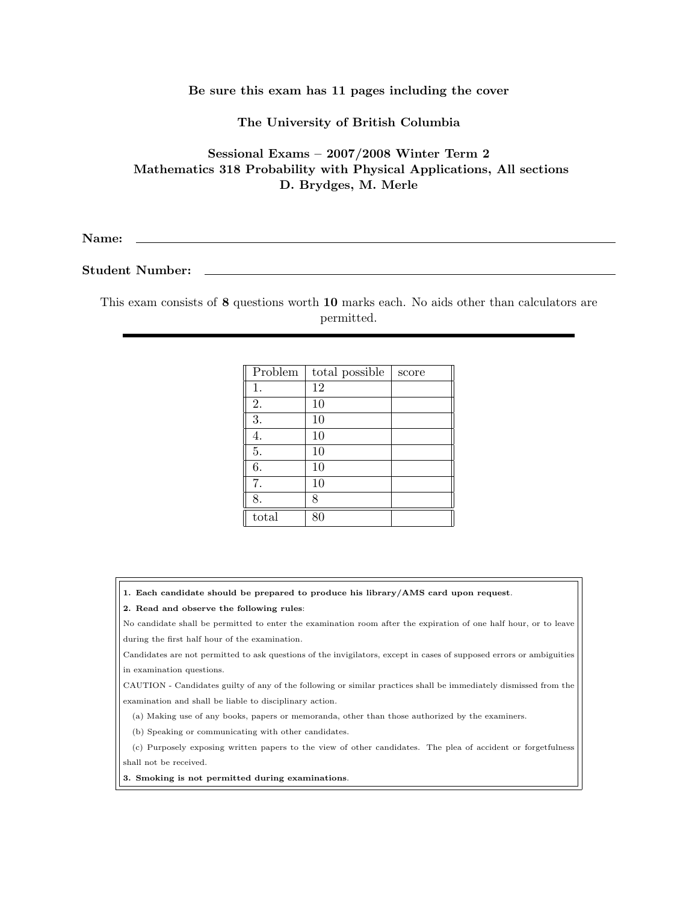**Be sure this exam has 11 pages including the cover**

**The University of British Columbia**

**Sessional Exams – 2007/2008 Winter Term 2**
**Mathematics 318 Probability with Physical Applications, All sections**
**D. Brydges, M. Merle**

**Name:** ____________________________________________

**Student Number:** ____________________________________________

This exam consists of **8** questions worth **10** marks each. No aids other than calculators are permitted.

---

| Problem | total possible | score |
|---|---|---|
| 1. | 12 | |
| 2. | 10 | |
| 3. | 10 | |
| 4. | 10 | |
| 5. | 10 | |
| 6. | 10 | |
| 7. | 10 | |
| 8. | 8 | |
| total | 80 | |

**1. Each candidate should be prepared to produce his library/AMS card upon request**.

**2. Read and observe the following rules**:

No candidate shall be permitted to enter the examination room after the expiration of one half hour, or to leave during the first half hour of the examination.

Candidates are not permitted to ask questions of the invigilators, except in cases of supposed errors or ambiguities in examination questions.

CAUTION - Candidates guilty of any of the following or similar practices shall be immediately dismissed from the examination and shall be liable to disciplinary action.

(a) Making use of any books, papers or memoranda, other than those authorized by the examiners.

(b) Speaking or communicating with other candidates.

(c) Purposely exposing written papers to the view of other candidates. The plea of accident or forgetfulness shall not be received.

**3. Smoking is not permitted during examinations**.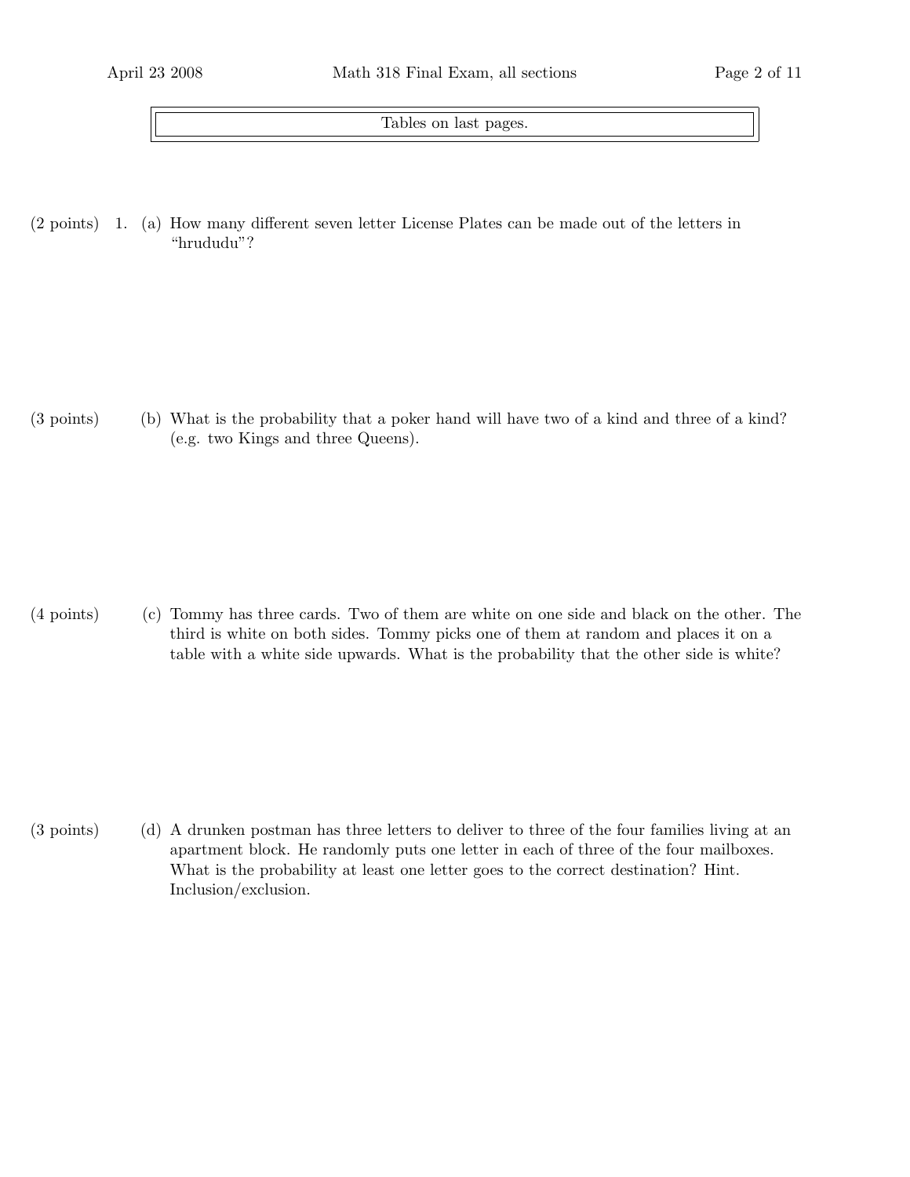Tables on last pages.

(2 points) 1. (a) How many different seven letter License Plates can be made out of the letters in "hrududu"?

(3 points) (b) What is the probability that a poker hand will have two of a kind and three of a kind? (e.g. two Kings and three Queens).

(4 points) (c) Tommy has three cards. Two of them are white on one side and black on the other. The third is white on both sides. Tommy picks one of them at random and places it on a table with a white side upwards. What is the probability that the other side is white?

(3 points) (d) A drunken postman has three letters to deliver to three of the four families living at an apartment block. He randomly puts one letter in each of three of the four mailboxes. What is the probability at least one letter goes to the correct destination? Hint. Inclusion/exclusion.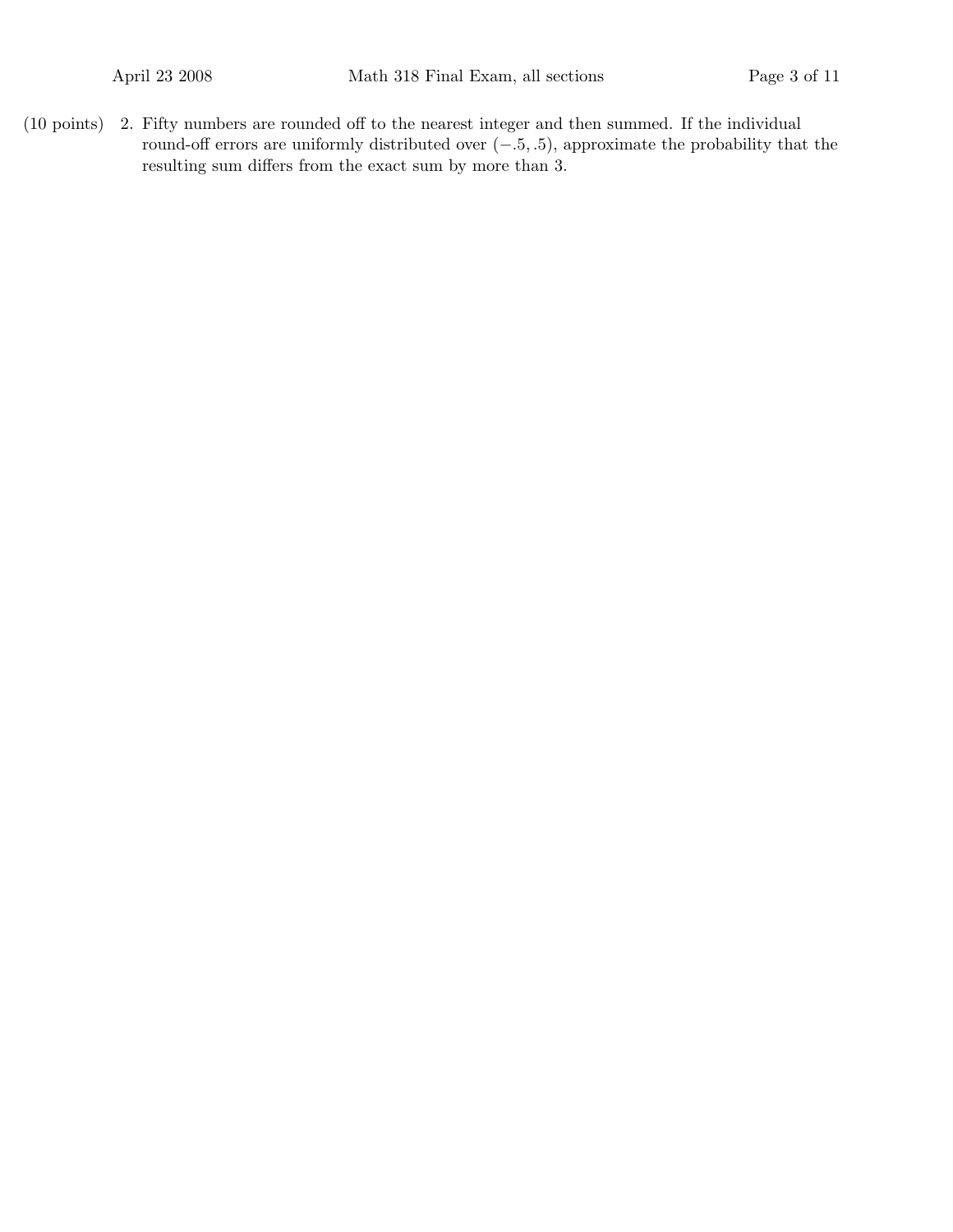(10 points) 2. Fifty numbers are rounded off to the nearest integer and then summed. If the individual round-off errors are uniformly distributed over $(-.5, .5)$, approximate the probability that the resulting sum differs from the exact sum by more than 3.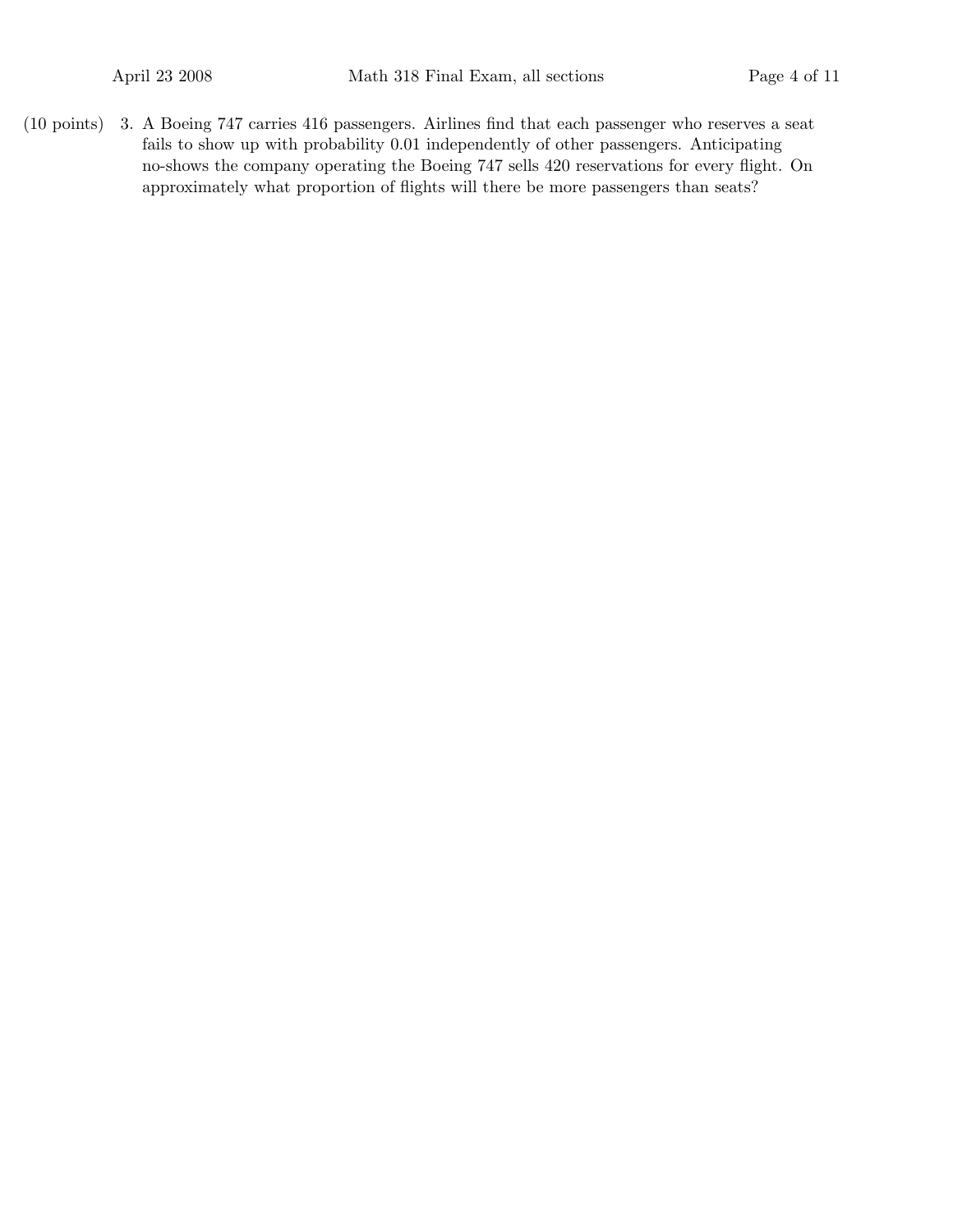(10 points) 3. A Boeing 747 carries 416 passengers. Airlines find that each passenger who reserves a seat fails to show up with probability 0.01 independently of other passengers. Anticipating no-shows the company operating the Boeing 747 sells 420 reservations for every flight. On approximately what proportion of flights will there be more passengers than seats?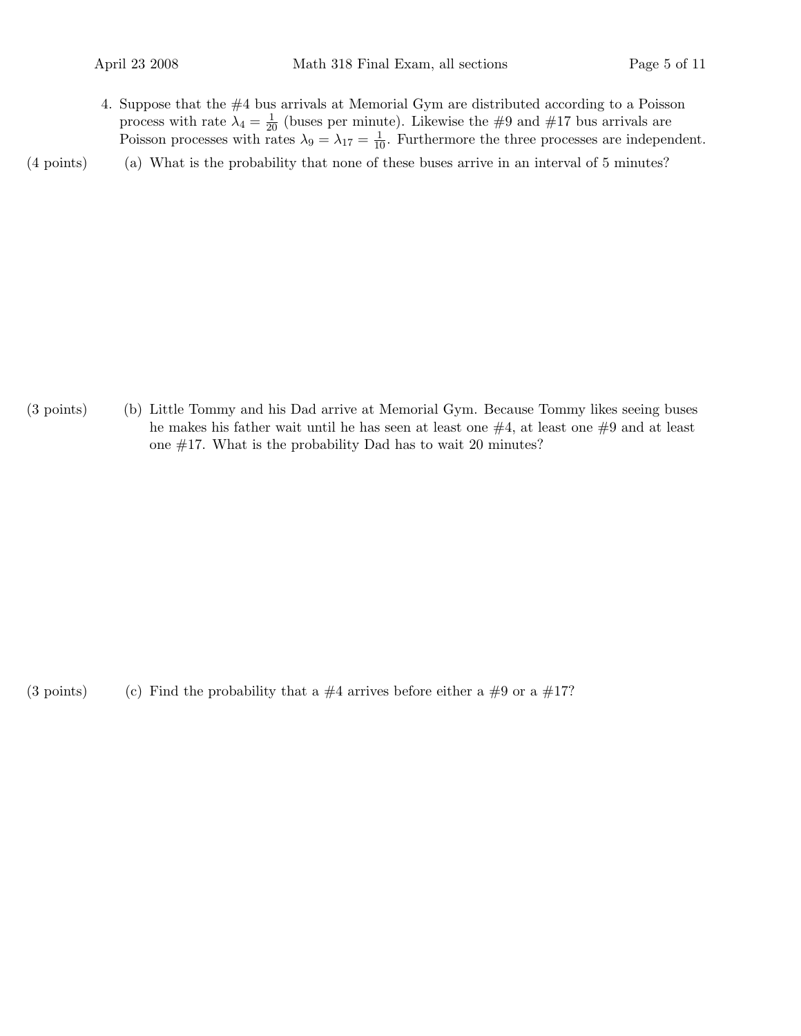4. Suppose that the #4 bus arrivals at Memorial Gym are distributed according to a Poisson process with rate $\lambda_4 = \frac{1}{20}$ (buses per minute). Likewise the #9 and #17 bus arrivals are Poisson processes with rates $\lambda_9 = \lambda_{17} = \frac{1}{10}$. Furthermore the three processes are independent.

(4 points) (a) What is the probability that none of these buses arrive in an interval of 5 minutes?

(3 points) (b) Little Tommy and his Dad arrive at Memorial Gym. Because Tommy likes seeing buses he makes his father wait until he has seen at least one #4, at least one #9 and at least one #17. What is the probability Dad has to wait 20 minutes?

(3 points) (c) Find the probability that a #4 arrives before either a #9 or a #17?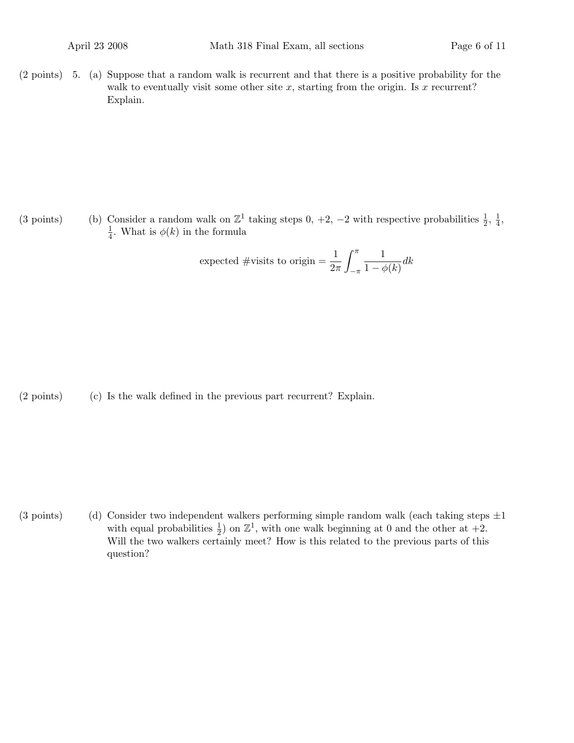(2 points) 5. (a) Suppose that a random walk is recurrent and that there is a positive probability for the walk to eventually visit some other site $x$, starting from the origin. Is $x$ recurrent? Explain.

(3 points) (b) Consider a random walk on $\mathbb{Z}^1$ taking steps $0, +2, -2$ with respective probabilities $\frac{1}{2}$, $\frac{1}{4}$, $\frac{1}{4}$. What is $\phi(k)$ in the formula

$$\text{expected \#visits to origin} = \frac{1}{2\pi} \int_{-\pi}^{\pi} \frac{1}{1 - \phi(k)} dk$$

(2 points) (c) Is the walk defined in the previous part recurrent? Explain.

(3 points) (d) Consider two independent walkers performing simple random walk (each taking steps $\pm 1$ with equal probabilities $\frac{1}{2}$) on $\mathbb{Z}^1$, with one walk beginning at 0 and the other at $+2$. Will the two walkers certainly meet? How is this related to the previous parts of this question?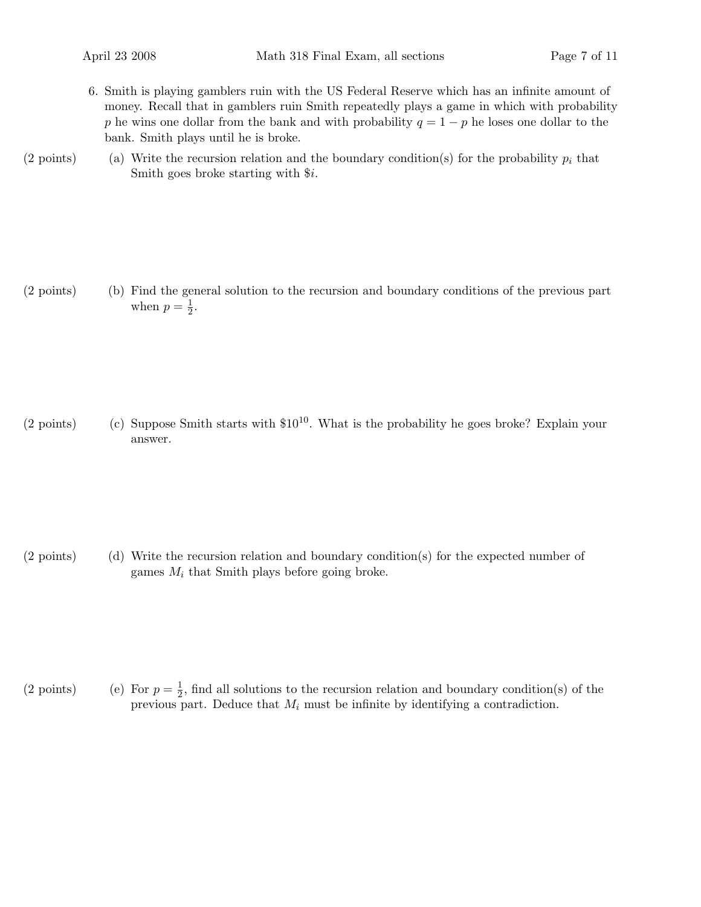6. Smith is playing gamblers ruin with the US Federal Reserve which has an infinite amount of money. Recall that in gamblers ruin Smith repeatedly plays a game in which with probability $p$ he wins one dollar from the bank and with probability $q = 1 - p$ he loses one dollar to the bank. Smith plays until he is broke.

(2 points) (a) Write the recursion relation and the boundary condition(s) for the probability $p_i$ that Smith goes broke starting with \$$i$.

(2 points) (b) Find the general solution to the recursion and boundary conditions of the previous part when $p = \frac{1}{2}$.

(2 points) (c) Suppose Smith starts with \$$10^{10}$. What is the probability he goes broke? Explain your answer.

(2 points) (d) Write the recursion relation and boundary condition(s) for the expected number of games $M_i$ that Smith plays before going broke.

(2 points) (e) For $p = \frac{1}{2}$, find all solutions to the recursion relation and boundary condition(s) of the previous part. Deduce that $M_i$ must be infinite by identifying a contradiction.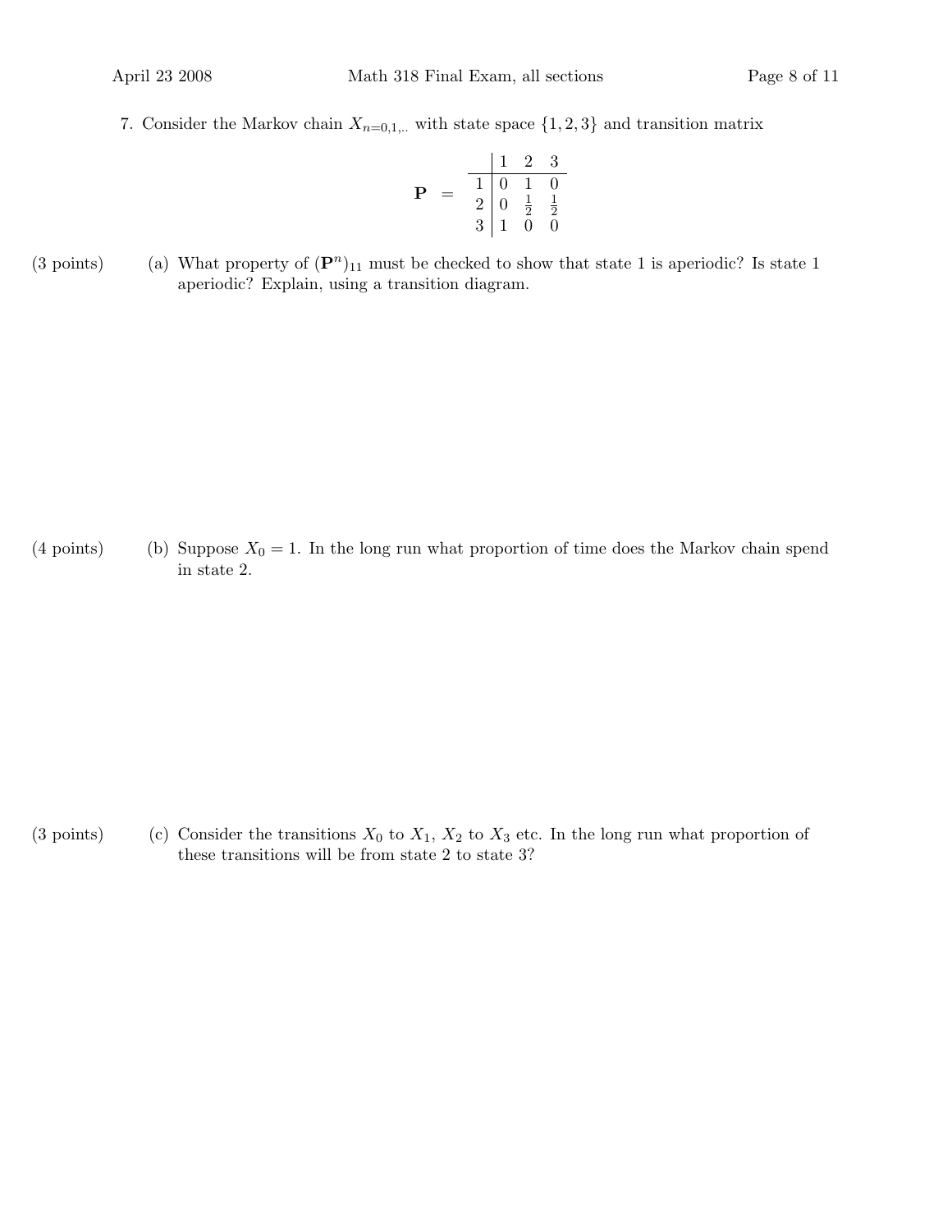7. Consider the Markov chain $X_{n=0,1,..}$ with state space $\{1, 2, 3\}$ and transition matrix

$$\mathbf{P} = \begin{array}{c|ccc} & 1 & 2 & 3 \\ \hline 1 & 0 & 1 & 0 \\ 2 & 0 & \frac{1}{2} & \frac{1}{2} \\ 3 & 1 & 0 & 0 \end{array}$$

(3 points) (a) What property of $(\mathbf{P}^n)_{11}$ must be checked to show that state 1 is aperiodic? Is state 1 aperiodic? Explain, using a transition diagram.

(4 points) (b) Suppose $X_0 = 1$. In the long run what proportion of time does the Markov chain spend in state 2.

(3 points) (c) Consider the transitions $X_0$ to $X_1$, $X_2$ to $X_3$ etc. In the long run what proportion of these transitions will be from state 2 to state 3?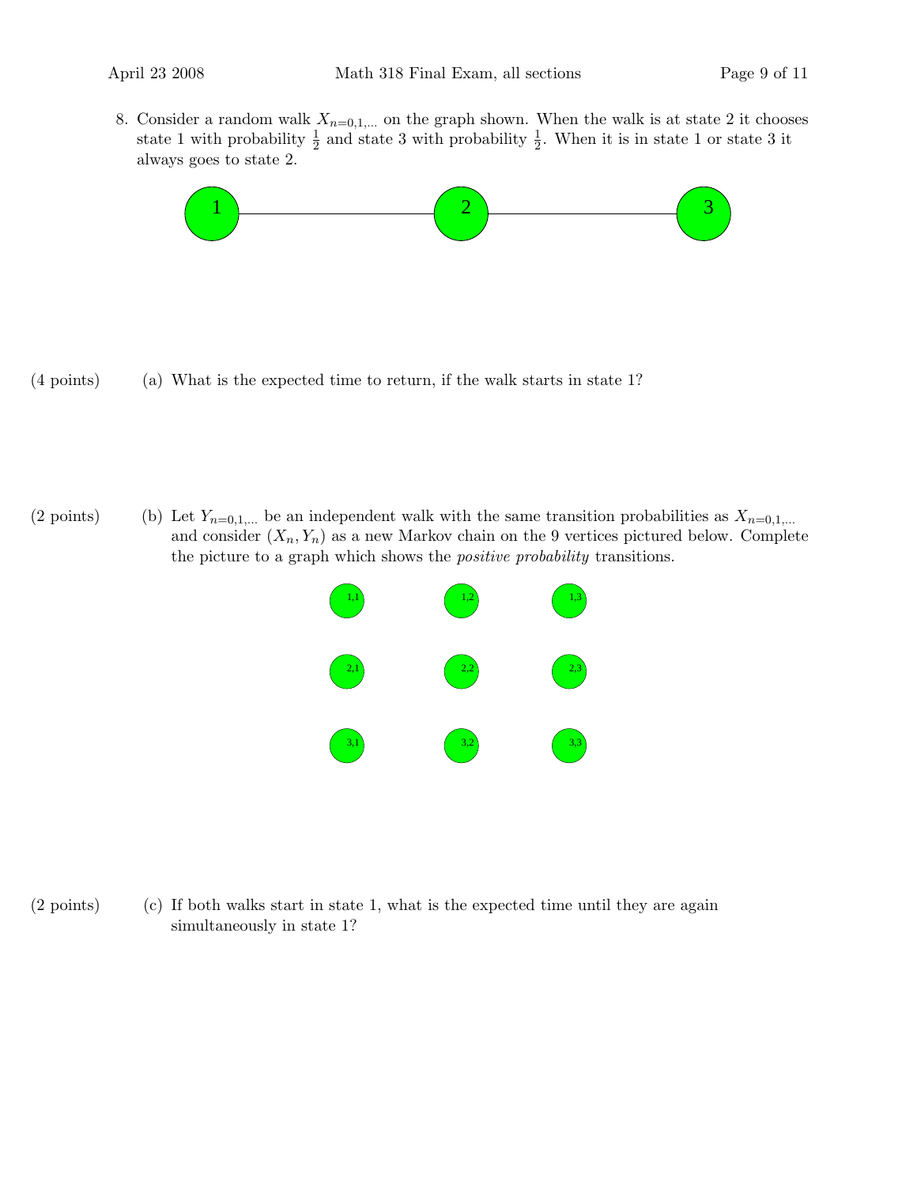8. Consider a random walk $X_{n=0,1,\ldots}$ on the graph shown. When the walk is at state 2 it chooses state 1 with probability $\frac{1}{2}$ and state 3 with probability $\frac{1}{2}$. When it is in state 1 or state 3 it always goes to state 2.

(4 points) (a) What is the expected time to return, if the walk starts in state 1?

(2 points) (b) Let $Y_{n=0,1,\ldots}$ be an independent walk with the same transition probabilities as $X_{n=0,1,\ldots}$ and consider $(X_n, Y_n)$ as a new Markov chain on the 9 vertices pictured below. Complete the picture to a graph which shows the *positive probability* transitions.

(2 points) (c) If both walks start in state 1, what is the expected time until they are again simultaneously in state 1?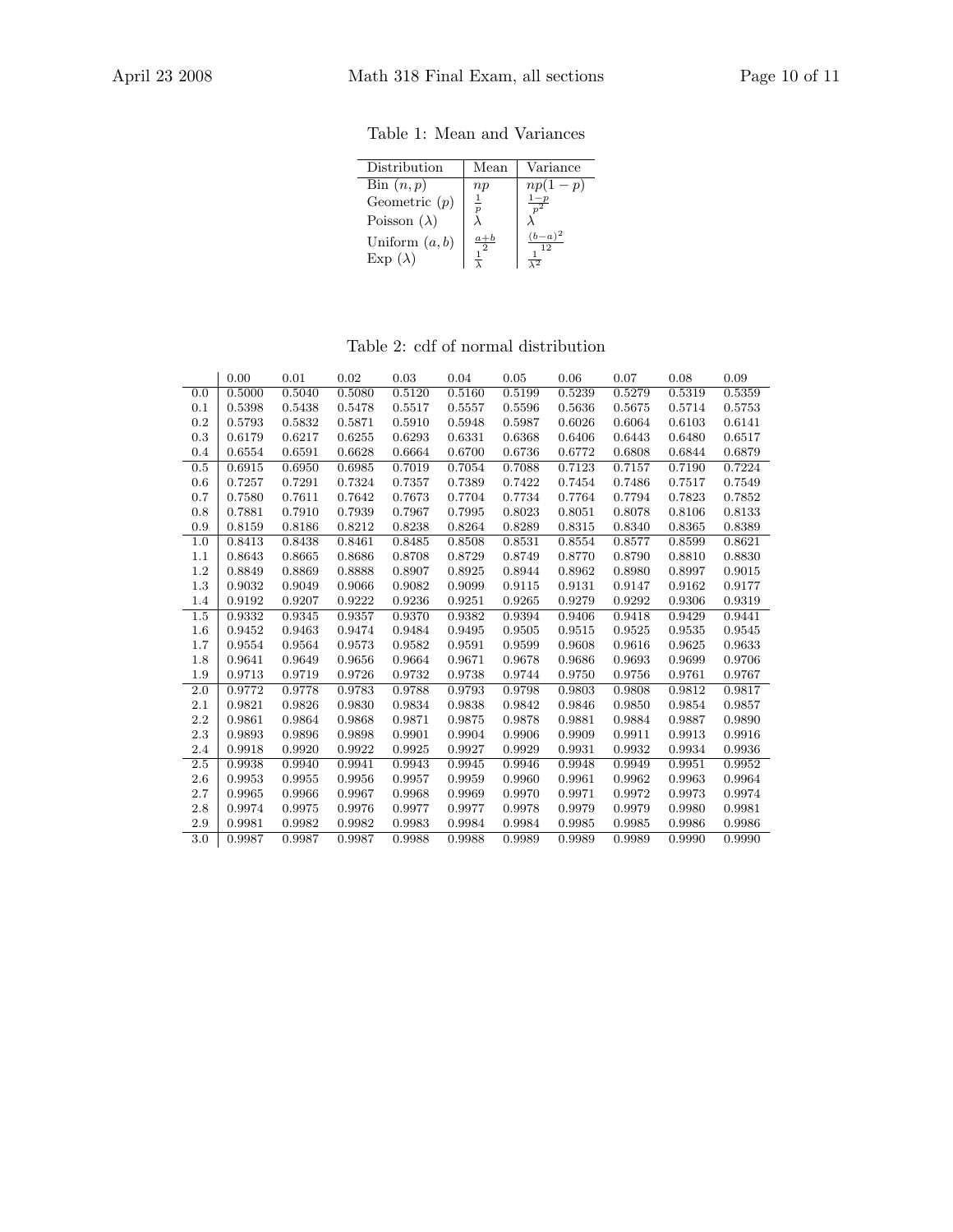Table 1: Mean and Variances

| Distribution | Mean | Variance |
|---|---|---|
| Bin $(n,p)$ | $np$ | $np(1-p)$ |
| Geometric $(p)$ | $\frac{1}{p}$ | $\frac{1-p}{p^2}$ |
| Poisson $(\lambda)$ | $\lambda$ | $\lambda$ |
| Uniform $(a,b)$ | $\frac{a+b}{2}$ | $\frac{(b-a)^2}{12}$ |
| Exp $(\lambda)$ | $\frac{1}{\lambda}$ | $\frac{1}{\lambda^2}$ |

Table 2: cdf of normal distribution

| | 0.00 | 0.01 | 0.02 | 0.03 | 0.04 | 0.05 | 0.06 | 0.07 | 0.08 | 0.09 |
|---|---|---|---|---|---|---|---|---|---|---|
| 0.0 | 0.5000 | 0.5040 | 0.5080 | 0.5120 | 0.5160 | 0.5199 | 0.5239 | 0.5279 | 0.5319 | 0.5359 |
| 0.1 | 0.5398 | 0.5438 | 0.5478 | 0.5517 | 0.5557 | 0.5596 | 0.5636 | 0.5675 | 0.5714 | 0.5753 |
| 0.2 | 0.5793 | 0.5832 | 0.5871 | 0.5910 | 0.5948 | 0.5987 | 0.6026 | 0.6064 | 0.6103 | 0.6141 |
| 0.3 | 0.6179 | 0.6217 | 0.6255 | 0.6293 | 0.6331 | 0.6368 | 0.6406 | 0.6443 | 0.6480 | 0.6517 |
| 0.4 | 0.6554 | 0.6591 | 0.6628 | 0.6664 | 0.6700 | 0.6736 | 0.6772 | 0.6808 | 0.6844 | 0.6879 |
| 0.5 | 0.6915 | 0.6950 | 0.6985 | 0.7019 | 0.7054 | 0.7088 | 0.7123 | 0.7157 | 0.7190 | 0.7224 |
| 0.6 | 0.7257 | 0.7291 | 0.7324 | 0.7357 | 0.7389 | 0.7422 | 0.7454 | 0.7486 | 0.7517 | 0.7549 |
| 0.7 | 0.7580 | 0.7611 | 0.7642 | 0.7673 | 0.7704 | 0.7734 | 0.7764 | 0.7794 | 0.7823 | 0.7852 |
| 0.8 | 0.7881 | 0.7910 | 0.7939 | 0.7967 | 0.7995 | 0.8023 | 0.8051 | 0.8078 | 0.8106 | 0.8133 |
| 0.9 | 0.8159 | 0.8186 | 0.8212 | 0.8238 | 0.8264 | 0.8289 | 0.8315 | 0.8340 | 0.8365 | 0.8389 |
| 1.0 | 0.8413 | 0.8438 | 0.8461 | 0.8485 | 0.8508 | 0.8531 | 0.8554 | 0.8577 | 0.8599 | 0.8621 |
| 1.1 | 0.8643 | 0.8665 | 0.8686 | 0.8708 | 0.8729 | 0.8749 | 0.8770 | 0.8790 | 0.8810 | 0.8830 |
| 1.2 | 0.8849 | 0.8869 | 0.8888 | 0.8907 | 0.8925 | 0.8944 | 0.8962 | 0.8980 | 0.8997 | 0.9015 |
| 1.3 | 0.9032 | 0.9049 | 0.9066 | 0.9082 | 0.9099 | 0.9115 | 0.9131 | 0.9147 | 0.9162 | 0.9177 |
| 1.4 | 0.9192 | 0.9207 | 0.9222 | 0.9236 | 0.9251 | 0.9265 | 0.9279 | 0.9292 | 0.9306 | 0.9319 |
| 1.5 | 0.9332 | 0.9345 | 0.9357 | 0.9370 | 0.9382 | 0.9394 | 0.9406 | 0.9418 | 0.9429 | 0.9441 |
| 1.6 | 0.9452 | 0.9463 | 0.9474 | 0.9484 | 0.9495 | 0.9505 | 0.9515 | 0.9525 | 0.9535 | 0.9545 |
| 1.7 | 0.9554 | 0.9564 | 0.9573 | 0.9582 | 0.9591 | 0.9599 | 0.9608 | 0.9616 | 0.9625 | 0.9633 |
| 1.8 | 0.9641 | 0.9649 | 0.9656 | 0.9664 | 0.9671 | 0.9678 | 0.9686 | 0.9693 | 0.9699 | 0.9706 |
| 1.9 | 0.9713 | 0.9719 | 0.9726 | 0.9732 | 0.9738 | 0.9744 | 0.9750 | 0.9756 | 0.9761 | 0.9767 |
| 2.0 | 0.9772 | 0.9778 | 0.9783 | 0.9788 | 0.9793 | 0.9798 | 0.9803 | 0.9808 | 0.9812 | 0.9817 |
| 2.1 | 0.9821 | 0.9826 | 0.9830 | 0.9834 | 0.9838 | 0.9842 | 0.9846 | 0.9850 | 0.9854 | 0.9857 |
| 2.2 | 0.9861 | 0.9864 | 0.9868 | 0.9871 | 0.9875 | 0.9878 | 0.9881 | 0.9884 | 0.9887 | 0.9890 |
| 2.3 | 0.9893 | 0.9896 | 0.9898 | 0.9901 | 0.9904 | 0.9906 | 0.9909 | 0.9911 | 0.9913 | 0.9916 |
| 2.4 | 0.9918 | 0.9920 | 0.9922 | 0.9925 | 0.9927 | 0.9929 | 0.9931 | 0.9932 | 0.9934 | 0.9936 |
| 2.5 | 0.9938 | 0.9940 | 0.9941 | 0.9943 | 0.9945 | 0.9946 | 0.9948 | 0.9949 | 0.9951 | 0.9952 |
| 2.6 | 0.9953 | 0.9955 | 0.9956 | 0.9957 | 0.9959 | 0.9960 | 0.9961 | 0.9962 | 0.9963 | 0.9964 |
| 2.7 | 0.9965 | 0.9966 | 0.9967 | 0.9968 | 0.9969 | 0.9970 | 0.9971 | 0.9972 | 0.9973 | 0.9974 |
| 2.8 | 0.9974 | 0.9975 | 0.9976 | 0.9977 | 0.9977 | 0.9978 | 0.9979 | 0.9979 | 0.9980 | 0.9981 |
| 2.9 | 0.9981 | 0.9982 | 0.9982 | 0.9983 | 0.9984 | 0.9984 | 0.9985 | 0.9985 | 0.9986 | 0.9986 |
| 3.0 | 0.9987 | 0.9987 | 0.9987 | 0.9988 | 0.9988 | 0.9989 | 0.9989 | 0.9989 | 0.9990 | 0.9990 |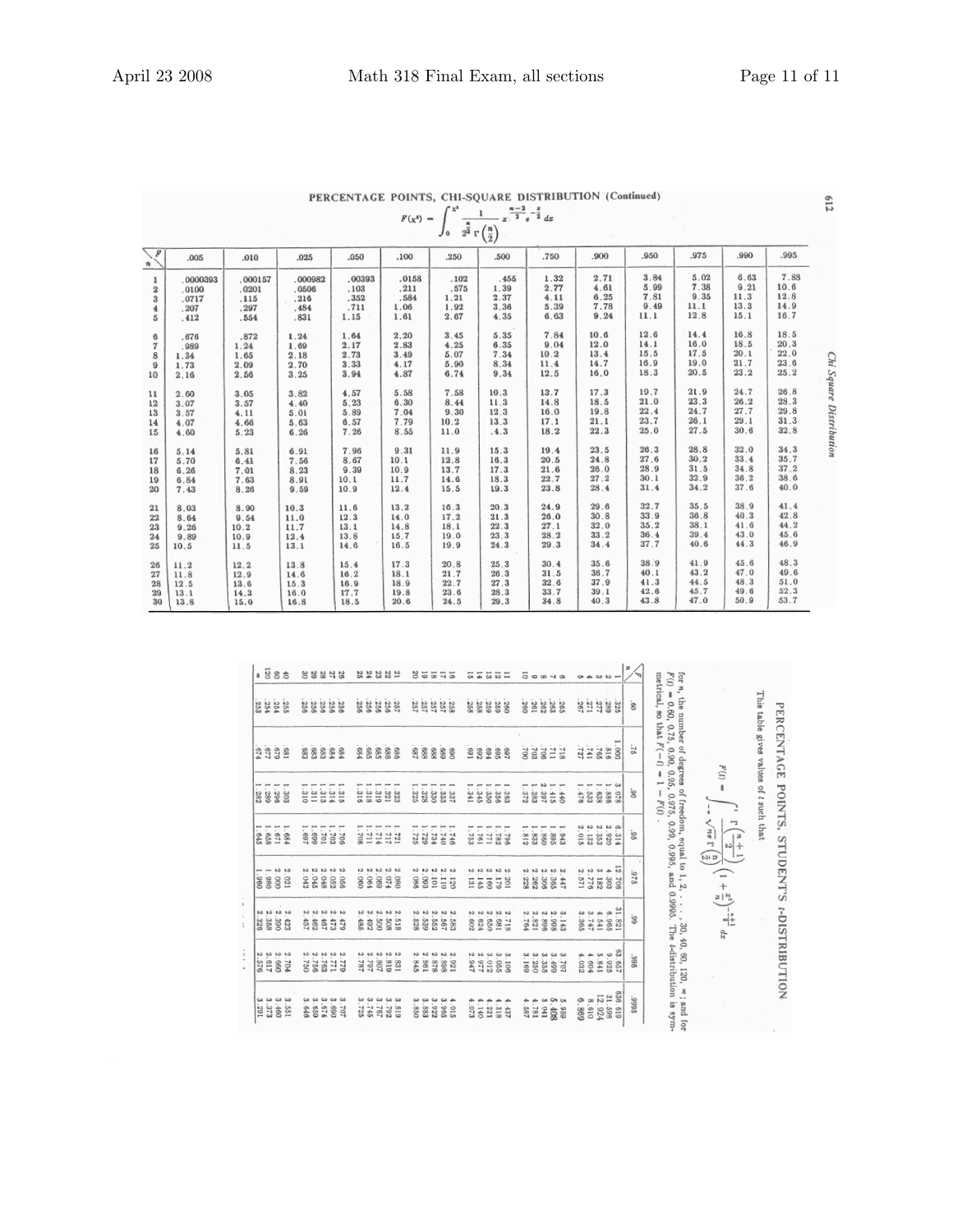## PERCENTAGE POINTS, CHI-SQUARE DISTRIBUTION (Continued)

$$F(\chi^2) = \int_0^{\chi^2} \frac{1}{2^{\frac{n}{2}}\Gamma\left(\frac{n}{2}\right)} x^{\frac{n-2}{2}} e^{-\frac{x}{2}}\,dx$$

| $n$ \ $F$ | .005 | .010 | .025 | .050 | .100 | .250 | .500 | .750 | .900 | .950 | .975 | .990 | .995 |
|---|---|---|---|---|---|---|---|---|---|---|---|---|---|
| 1 | .0000393 | .000157 | .000982 | .00393 | .0158 | .102 | .455 | 1.32 | 2.71 | 3.84 | 5.02 | 6.63 | 7.88 |
| 2 | .0100 | .0201 | .0506 | .103 | .211 | .575 | 1.39 | 2.77 | 4.61 | 5.99 | 7.38 | 9.21 | 10.6 |
| 3 | .0717 | .115 | .216 | .352 | .584 | 1.21 | 2.37 | 4.11 | 6.25 | 7.81 | 9.35 | 11.3 | 12.8 |
| 4 | .207 | .297 | .484 | .711 | 1.06 | 1.92 | 3.36 | 5.39 | 7.78 | 9.49 | 11.1 | 13.3 | 14.9 |
| 5 | .412 | .554 | .831 | 1.15 | 1.61 | 2.67 | 4.35 | 6.63 | 9.24 | 11.1 | 12.8 | 15.1 | 16.7 |
| 6 | .676 | .872 | 1.24 | 1.64 | 2.20 | 3.45 | 5.35 | 7.84 | 10.6 | 12.6 | 14.4 | 16.8 | 18.5 |
| 7 | .989 | 1.24 | 1.69 | 2.17 | 2.83 | 4.25 | 6.35 | 9.04 | 12.0 | 14.1 | 16.0 | 18.5 | 20.3 |
| 8 | 1.34 | 1.65 | 2.18 | 2.73 | 3.49 | 5.07 | 7.34 | 10.2 | 13.4 | 15.5 | 17.5 | 20.1 | 22.0 |
| 9 | 1.73 | 2.09 | 2.70 | 3.33 | 4.17 | 5.90 | 8.34 | 11.4 | 14.7 | 16.9 | 19.0 | 21.7 | 23.6 |
| 10 | 2.16 | 2.56 | 3.25 | 3.94 | 4.87 | 6.74 | 9.34 | 12.5 | 16.0 | 18.3 | 20.5 | 23.2 | 25.2 |
| 11 | 2.60 | 3.05 | 3.82 | 4.57 | 5.58 | 7.58 | 10.3 | 13.7 | 17.3 | 19.7 | 21.9 | 24.7 | 26.8 |
| 12 | 3.07 | 3.57 | 4.40 | 5.23 | 6.30 | 8.44 | 11.3 | 14.8 | 18.5 | 21.0 | 23.3 | 26.2 | 28.3 |
| 13 | 3.57 | 4.11 | 5.01 | 5.89 | 7.04 | 9.30 | 12.3 | 16.0 | 19.8 | 22.4 | 24.7 | 27.7 | 29.8 |
| 14 | 4.07 | 4.66 | 5.63 | 6.57 | 7.79 | 10.2 | 13.3 | 17.1 | 21.1 | 23.7 | 26.1 | 29.1 | 31.3 |
| 15 | 4.60 | 5.23 | 6.26 | 7.26 | 8.55 | 11.0 | 14.3 | 18.2 | 22.3 | 25.0 | 27.5 | 30.6 | 32.8 |
| 16 | 5.14 | 5.81 | 6.91 | 7.96 | 9.31 | 11.9 | 15.3 | 19.4 | 23.5 | 26.3 | 28.8 | 32.0 | 34.3 |
| 17 | 5.70 | 6.41 | 7.56 | 8.67 | 10.1 | 12.8 | 16.3 | 20.5 | 24.8 | 27.6 | 30.2 | 33.4 | 35.7 |
| 18 | 6.26 | 7.01 | 8.23 | 9.39 | 10.9 | 13.7 | 17.3 | 21.6 | 26.0 | 28.9 | 31.5 | 34.8 | 37.2 |
| 19 | 6.84 | 7.63 | 8.91 | 10.1 | 11.7 | 14.6 | 18.3 | 22.7 | 27.2 | 30.1 | 32.9 | 36.2 | 38.6 |
| 20 | 7.43 | 8.26 | 9.59 | 10.9 | 12.4 | 15.5 | 19.3 | 23.8 | 28.4 | 31.4 | 34.2 | 37.6 | 40.0 |
| 21 | 8.03 | 8.90 | 10.3 | 11.6 | 13.2 | 16.3 | 20.3 | 24.9 | 29.6 | 32.7 | 35.5 | 38.9 | 41.4 |
| 22 | 8.64 | 9.54 | 11.0 | 12.3 | 14.0 | 17.2 | 21.3 | 26.0 | 30.8 | 33.9 | 36.8 | 40.3 | 42.8 |
| 23 | 9.26 | 10.2 | 11.7 | 13.1 | 14.8 | 18.1 | 22.3 | 27.1 | 32.0 | 35.2 | 38.1 | 41.6 | 44.2 |
| 24 | 9.89 | 10.9 | 12.4 | 13.8 | 15.7 | 19.0 | 23.3 | 28.2 | 33.2 | 36.4 | 39.4 | 43.0 | 45.6 |
| 25 | 10.5 | 11.5 | 13.1 | 14.6 | 16.5 | 19.9 | 24.3 | 29.3 | 34.4 | 37.7 | 40.6 | 44.3 | 46.9 |
| 26 | 11.2 | 12.2 | 13.8 | 15.4 | 17.3 | 20.8 | 25.3 | 30.4 | 35.6 | 38.9 | 41.9 | 45.6 | 48.3 |
| 27 | 11.8 | 12.9 | 14.6 | 16.2 | 18.1 | 21.7 | 26.3 | 31.5 | 36.7 | 40.1 | 43.2 | 47.0 | 49.6 |
| 28 | 12.5 | 13.6 | 15.3 | 16.9 | 18.9 | 22.7 | 27.3 | 32.6 | 37.9 | 41.3 | 44.5 | 48.3 | 51.0 |
| 29 | 13.1 | 14.3 | 16.0 | 17.7 | 19.8 | 23.6 | 28.3 | 33.7 | 39.1 | 42.6 | 45.7 | 49.6 | 52.3 |
| 30 | 13.8 | 15.0 | 16.8 | 18.5 | 20.6 | 24.5 | 29.3 | 34.8 | 40.3 | 43.8 | 47.0 | 50.9 | 53.7 |

## PERCENTAGE POINTS, STUDENT'S $t$-DISTRIBUTION

This table gives values of $t$ such that

$$F(t) = \int_{-\infty}^{t} \frac{\Gamma\left(\frac{n+1}{2}\right)}{\sqrt{n\pi}\,\Gamma\left(\frac{n}{2}\right)}\left(1+\frac{x^2}{n}\right)^{-\frac{n+1}{2}} dx$$

for $n$, the number of degrees of freedom, equal to 1, 2, . . . , 30, 40, 60, 120, $\infty$; and for $F(t)$ = 0.60, 0.75, 0.90, 0.95, 0.975, 0.99, 0.995, and 0.9995. The $t$-distribution is symmetrical, so that $F(-t) = 1 - F(t)$.

| $n$ \ $F$ | .60 | .75 | .90 | .95 | .975 | .99 | .995 | .9995 |
|---|---|---|---|---|---|---|---|---|
| 1 | .325 | 1.000 | 3.078 | 6.314 | 12.706 | 31.821 | 63.657 | 636.619 |
| 2 | .289 | .816 | 1.886 | 2.920 | 4.303 | 6.965 | 9.925 | 31.598 |
| 3 | .277 | .765 | 1.638 | 2.353 | 3.182 | 4.541 | 5.841 | 12.924 |
| 4 | .271 | .741 | 1.533 | 2.132 | 2.776 | 3.747 | 4.604 | 8.610 |
| 5 | .267 | .727 | 1.476 | 2.015 | 2.571 | 3.365 | 4.032 | 6.869 |
| 6 | .265 | .718 | 1.440 | 1.943 | 2.447 | 3.143 | 3.707 | 5.959 |
| 7 | .263 | .711 | 1.415 | 1.895 | 2.365 | 2.998 | 3.499 | 5.408 |
| 8 | .262 | .706 | 1.397 | 1.860 | 2.306 | 2.896 | 3.355 | 5.041 |
| 9 | .261 | .703 | 1.383 | 1.833 | 2.262 | 2.821 | 3.250 | 4.781 |
| 10 | .260 | .700 | 1.372 | 1.812 | 2.228 | 2.764 | 3.169 | 4.587 |
| 11 | .260 | .697 | 1.363 | 1.796 | 2.201 | 2.718 | 3.106 | 4.437 |
| 12 | .259 | .695 | 1.356 | 1.782 | 2.179 | 2.681 | 3.055 | 4.318 |
| 13 | .259 | .694 | 1.350 | 1.771 | 2.160 | 2.650 | 3.012 | 4.221 |
| 14 | .258 | .692 | 1.345 | 1.761 | 2.145 | 2.624 | 2.977 | 4.140 |
| 15 | .258 | .691 | 1.341 | 1.753 | 2.131 | 2.602 | 2.947 | 4.073 |
| 16 | .258 | .690 | 1.337 | 1.746 | 2.120 | 2.583 | 2.921 | 4.015 |
| 17 | .257 | .689 | 1.333 | 1.740 | 2.110 | 2.567 | 2.898 | 3.965 |
| 18 | .257 | .688 | 1.330 | 1.734 | 2.101 | 2.552 | 2.878 | 3.922 |
| 19 | .257 | .688 | 1.328 | 1.729 | 2.093 | 2.539 | 2.861 | 3.883 |
| 20 | .257 | .687 | 1.325 | 1.725 | 2.086 | 2.528 | 2.845 | 3.850 |
| 21 | .257 | .686 | 1.323 | 1.721 | 2.080 | 2.518 | 2.831 | 3.819 |
| 22 | .256 | .686 | 1.321 | 1.717 | 2.074 | 2.508 | 2.819 | 3.792 |
| 23 | .256 | .685 | 1.319 | 1.714 | 2.069 | 2.500 | 2.807 | 3.767 |
| 24 | .256 | .685 | 1.318 | 1.711 | 2.064 | 2.492 | 2.797 | 3.745 |
| 25 | .256 | .684 | 1.316 | 1.708 | 2.060 | 2.485 | 2.787 | 3.725 |
| 26 | .256 | .684 | 1.315 | 1.706 | 2.056 | 2.479 | 2.779 | 3.707 |
| 27 | .256 | .684 | 1.314 | 1.703 | 2.052 | 2.473 | 2.771 | 3.690 |
| 28 | .256 | .683 | 1.313 | 1.701 | 2.048 | 2.467 | 2.763 | 3.674 |
| 29 | .256 | .683 | 1.311 | 1.699 | 2.045 | 2.462 | 2.756 | 3.659 |
| 30 | .256 | .683 | 1.310 | 1.697 | 2.042 | 2.457 | 2.750 | 3.646 |
| 40 | .255 | .681 | 1.303 | 1.684 | 2.021 | 2.423 | 2.704 | 3.551 |
| 60 | .254 | .679 | 1.296 | 1.671 | 2.000 | 2.390 | 2.660 | 3.460 |
| 120 | .254 | .677 | 1.289 | 1.658 | 1.980 | 2.358 | 2.617 | 3.373 |
| $\infty$ | .253 | .674 | 1.282 | 1.645 | 1.960 | 2.326 | 2.576 | 3.291 |